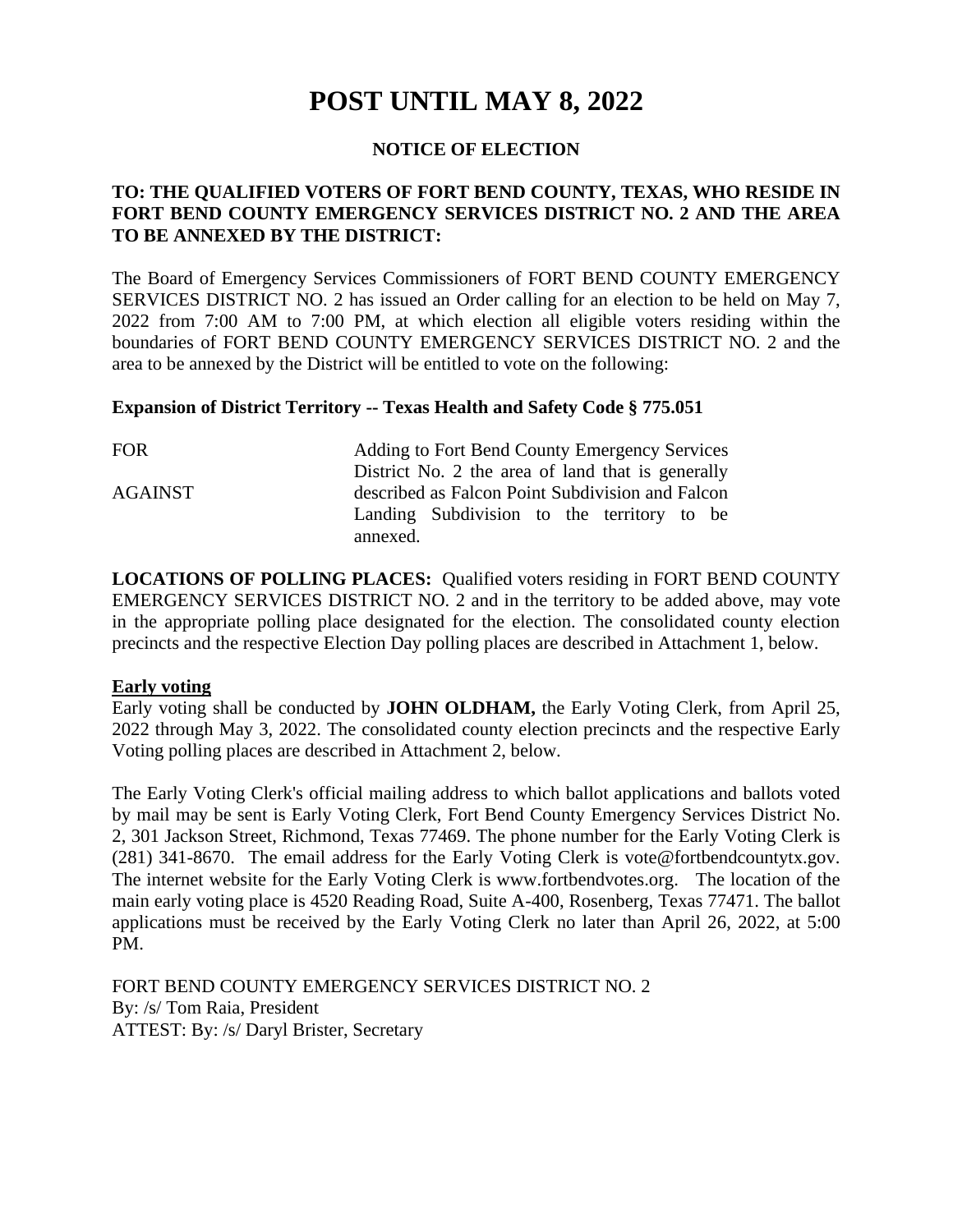# POST UNTIL MAY 8, 2022

## NOTICE OF ELECTION

**TO: THE QUALIFIED VOTERS OF FORT BEND COUNTY, TEXAS, WHO RESIDE IN FORT BEND COUNTY EMERGENCY SERVICES DISTRICT NO. 2 AND THE AREA TO BE ANNEXED BY THE DISTRICT:**

The Board of Emergency Services Commissioners of FORT BEND COUNTY EMERGENCY SERVICES DISTRICT NO. 2 has issued an Order calling for an election to be held on May 7, 2022 from 7:00 AM to 7:00 PM, at which election all eligible voters residing within the boundaries of FORT BEND COUNTY EMERGENCY SERVICES DISTRICT NO. 2 and the area to be annexed by the District will be entitled to vote on the following:

**Expansion of District Territory -- Texas Health and Safety Code § 775.051**

| | |
|---|---|
| FOR<br><br>AGAINST | Adding to Fort Bend County Emergency Services District No. 2 the area of land that is generally described as Falcon Point Subdivision and Falcon Landing Subdivision to the territory to be annexed. |

**LOCATIONS OF POLLING PLACES:** Qualified voters residing in FORT BEND COUNTY EMERGENCY SERVICES DISTRICT NO. 2 and in the territory to be added above, may vote in the appropriate polling place designated for the election. The consolidated county election precincts and the respective Election Day polling places are described in Attachment 1, below.

**Early voting**

Early voting shall be conducted by **JOHN OLDHAM,** the Early Voting Clerk, from April 25, 2022 through May 3, 2022. The consolidated county election precincts and the respective Early Voting polling places are described in Attachment 2, below.

The Early Voting Clerk's official mailing address to which ballot applications and ballots voted by mail may be sent is Early Voting Clerk, Fort Bend County Emergency Services District No. 2, 301 Jackson Street, Richmond, Texas 77469. The phone number for the Early Voting Clerk is (281) 341-8670. The email address for the Early Voting Clerk is vote@fortbendcountytx.gov. The internet website for the Early Voting Clerk is www.fortbendvotes.org. The location of the main early voting place is 4520 Reading Road, Suite A-400, Rosenberg, Texas 77471. The ballot applications must be received by the Early Voting Clerk no later than April 26, 2022, at 5:00 PM.

FORT BEND COUNTY EMERGENCY SERVICES DISTRICT NO. 2
By: /s/ Tom Raia, President
ATTEST: By: /s/ Daryl Brister, Secretary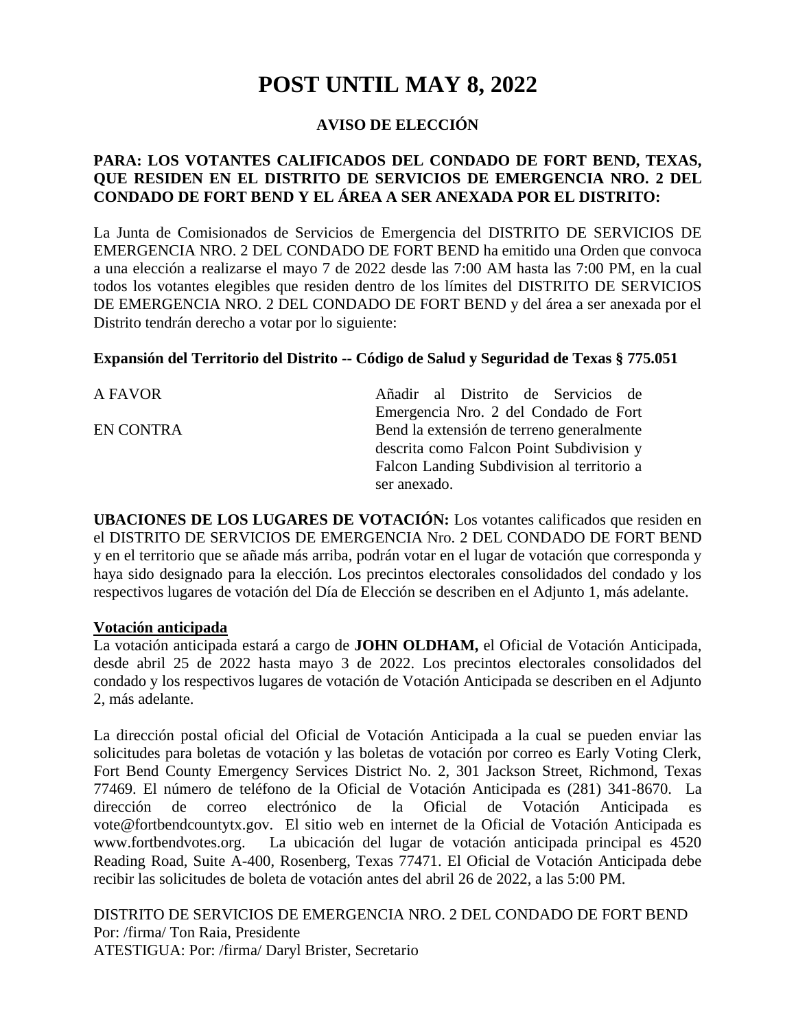# POST UNTIL MAY 8, 2022

## AVISO DE ELECCIÓN

**PARA: LOS VOTANTES CALIFICADOS DEL CONDADO DE FORT BEND, TEXAS, QUE RESIDEN EN EL DISTRITO DE SERVICIOS DE EMERGENCIA NRO. 2 DEL CONDADO DE FORT BEND Y EL ÁREA A SER ANEXADA POR EL DISTRITO:**

La Junta de Comisionados de Servicios de Emergencia del DISTRITO DE SERVICIOS DE EMERGENCIA NRO. 2 DEL CONDADO DE FORT BEND ha emitido una Orden que convoca a una elección a realizarse el mayo 7 de 2022 desde las 7:00 AM hasta las 7:00 PM, en la cual todos los votantes elegibles que residen dentro de los límites del DISTRITO DE SERVICIOS DE EMERGENCIA NRO. 2 DEL CONDADO DE FORT BEND y del área a ser anexada por el Distrito tendrán derecho a votar por lo siguiente:

**Expansión del Territorio del Distrito -- Código de Salud y Seguridad de Texas § 775.051**

| | |
|---|---|
| A FAVOR<br><br>EN CONTRA | Añadir al Distrito de Servicios de Emergencia Nro. 2 del Condado de Fort Bend la extensión de terreno generalmente descrita como Falcon Point Subdivision y Falcon Landing Subdivision al territorio a ser anexado. |

**UBACIONES DE LOS LUGARES DE VOTACIÓN:** Los votantes calificados que residen en el DISTRITO DE SERVICIOS DE EMERGENCIA Nro. 2 DEL CONDADO DE FORT BEND y en el territorio que se añade más arriba, podrán votar en el lugar de votación que corresponda y haya sido designado para la elección. Los precintos electorales consolidados del condado y los respectivos lugares de votación del Día de Elección se describen en el Adjunto 1, más adelante.

**Votación anticipada**

La votación anticipada estará a cargo de **JOHN OLDHAM,** el Oficial de Votación Anticipada, desde abril 25 de 2022 hasta mayo 3 de 2022. Los precintos electorales consolidados del condado y los respectivos lugares de votación de Votación Anticipada se describen en el Adjunto 2, más adelante.

La dirección postal oficial del Oficial de Votación Anticipada a la cual se pueden enviar las solicitudes para boletas de votación y las boletas de votación por correo es Early Voting Clerk, Fort Bend County Emergency Services District No. 2, 301 Jackson Street, Richmond, Texas 77469. El número de teléfono de la Oficial de Votación Anticipada es (281) 341-8670. La dirección de correo electrónico de la Oficial de Votación Anticipada es vote@fortbendcountytx.gov. El sitio web en internet de la Oficial de Votación Anticipada es www.fortbendvotes.org. La ubicación del lugar de votación anticipada principal es 4520 Reading Road, Suite A-400, Rosenberg, Texas 77471. El Oficial de Votación Anticipada debe recibir las solicitudes de boleta de votación antes del abril 26 de 2022, a las 5:00 PM.

DISTRITO DE SERVICIOS DE EMERGENCIA NRO. 2 DEL CONDADO DE FORT BEND
Por: /firma/ Ton Raia, Presidente
ATESTIGUA: Por: /firma/ Daryl Brister, Secretario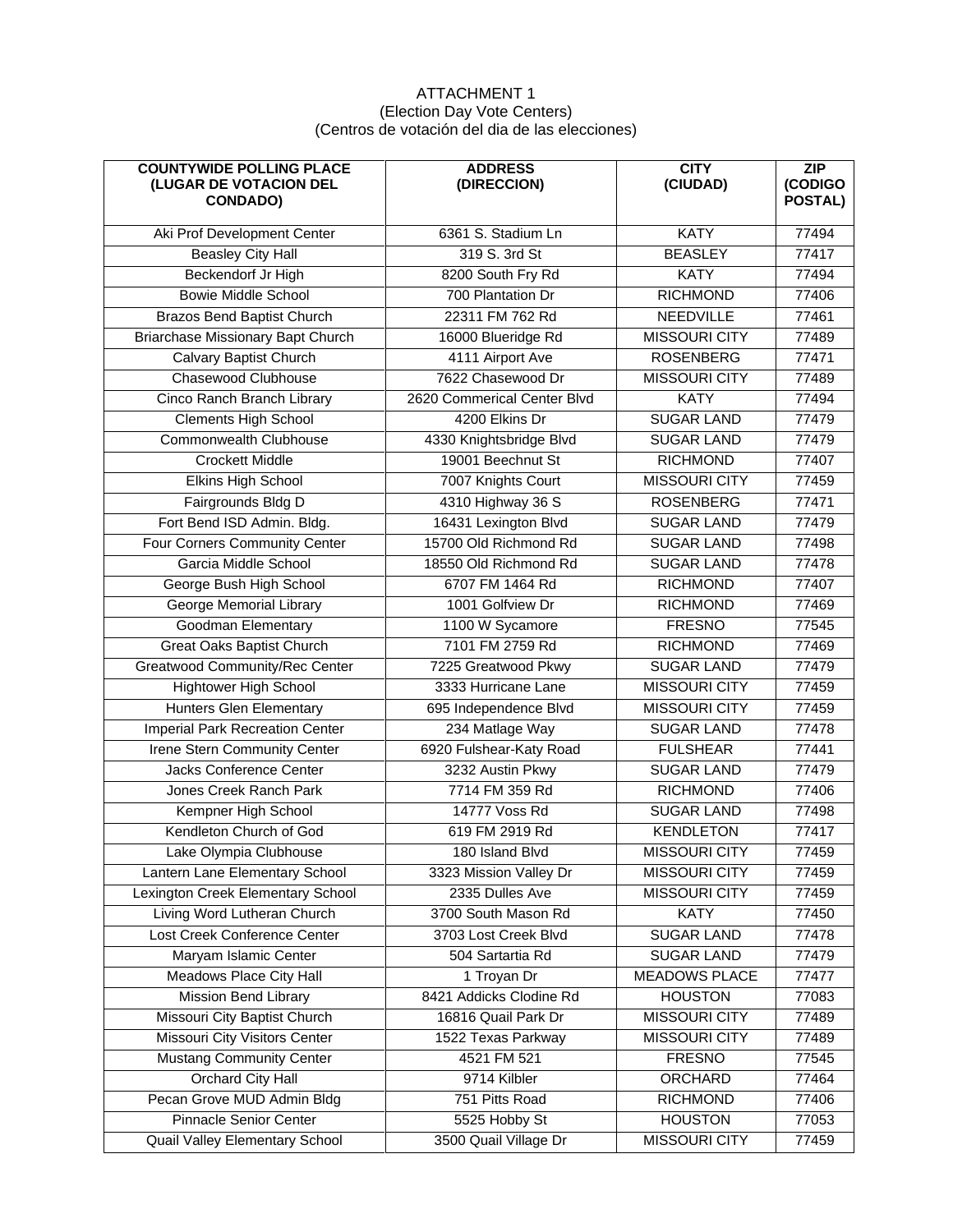ATTACHMENT 1
(Election Day Vote Centers)
(Centros de votación del dia de las elecciones)

| COUNTYWIDE POLLING PLACE (LUGAR DE VOTACION DEL CONDADO) | ADDRESS (DIRECCION) | CITY (CIUDAD) | ZIP (CODIGO POSTAL) |
|---|---|---|---|
| Aki Prof Development Center | 6361 S. Stadium Ln | KATY | 77494 |
| Beasley City Hall | 319 S. 3rd St | BEASLEY | 77417 |
| Beckendorf Jr High | 8200 South Fry Rd | KATY | 77494 |
| Bowie Middle School | 700 Plantation Dr | RICHMOND | 77406 |
| Brazos Bend Baptist Church | 22311 FM 762 Rd | NEEDVILLE | 77461 |
| Briarchase Missionary Bapt Church | 16000 Blueridge Rd | MISSOURI CITY | 77489 |
| Calvary Baptist Church | 4111 Airport Ave | ROSENBERG | 77471 |
| Chasewood Clubhouse | 7622 Chasewood Dr | MISSOURI CITY | 77489 |
| Cinco Ranch Branch Library | 2620 Commerical Center Blvd | KATY | 77494 |
| Clements High School | 4200 Elkins Dr | SUGAR LAND | 77479 |
| Commonwealth Clubhouse | 4330 Knightsbridge Blvd | SUGAR LAND | 77479 |
| Crockett Middle | 19001 Beechnut St | RICHMOND | 77407 |
| Elkins High School | 7007 Knights Court | MISSOURI CITY | 77459 |
| Fairgrounds Bldg D | 4310 Highway 36 S | ROSENBERG | 77471 |
| Fort Bend ISD Admin. Bldg. | 16431 Lexington Blvd | SUGAR LAND | 77479 |
| Four Corners Community Center | 15700 Old Richmond Rd | SUGAR LAND | 77498 |
| Garcia Middle School | 18550 Old Richmond Rd | SUGAR LAND | 77478 |
| George Bush High School | 6707 FM 1464 Rd | RICHMOND | 77407 |
| George Memorial Library | 1001 Golfview Dr | RICHMOND | 77469 |
| Goodman Elementary | 1100 W Sycamore | FRESNO | 77545 |
| Great Oaks Baptist Church | 7101 FM 2759 Rd | RICHMOND | 77469 |
| Greatwood Community/Rec Center | 7225 Greatwood Pkwy | SUGAR LAND | 77479 |
| Hightower High School | 3333 Hurricane Lane | MISSOURI CITY | 77459 |
| Hunters Glen Elementary | 695 Independence Blvd | MISSOURI CITY | 77459 |
| Imperial Park Recreation Center | 234 Matlage Way | SUGAR LAND | 77478 |
| Irene Stern Community Center | 6920 Fulshear-Katy Road | FULSHEAR | 77441 |
| Jacks Conference Center | 3232 Austin Pkwy | SUGAR LAND | 77479 |
| Jones Creek Ranch Park | 7714 FM 359 Rd | RICHMOND | 77406 |
| Kempner High School | 14777 Voss Rd | SUGAR LAND | 77498 |
| Kendleton Church of God | 619 FM 2919 Rd | KENDLETON | 77417 |
| Lake Olympia Clubhouse | 180 Island Blvd | MISSOURI CITY | 77459 |
| Lantern Lane Elementary School | 3323 Mission Valley Dr | MISSOURI CITY | 77459 |
| Lexington Creek Elementary School | 2335 Dulles Ave | MISSOURI CITY | 77459 |
| Living Word Lutheran Church | 3700 South Mason Rd | KATY | 77450 |
| Lost Creek Conference Center | 3703 Lost Creek Blvd | SUGAR LAND | 77478 |
| Maryam Islamic Center | 504 Sartartia Rd | SUGAR LAND | 77479 |
| Meadows Place City Hall | 1 Troyan Dr | MEADOWS PLACE | 77477 |
| Mission Bend Library | 8421 Addicks Clodine Rd | HOUSTON | 77083 |
| Missouri City Baptist Church | 16816 Quail Park Dr | MISSOURI CITY | 77489 |
| Missouri City Visitors Center | 1522 Texas Parkway | MISSOURI CITY | 77489 |
| Mustang Community Center | 4521 FM 521 | FRESNO | 77545 |
| Orchard City Hall | 9714 Kilbler | ORCHARD | 77464 |
| Pecan Grove MUD Admin Bldg | 751 Pitts Road | RICHMOND | 77406 |
| Pinnacle Senior Center | 5525 Hobby St | HOUSTON | 77053 |
| Quail Valley Elementary School | 3500 Quail Village Dr | MISSOURI CITY | 77459 |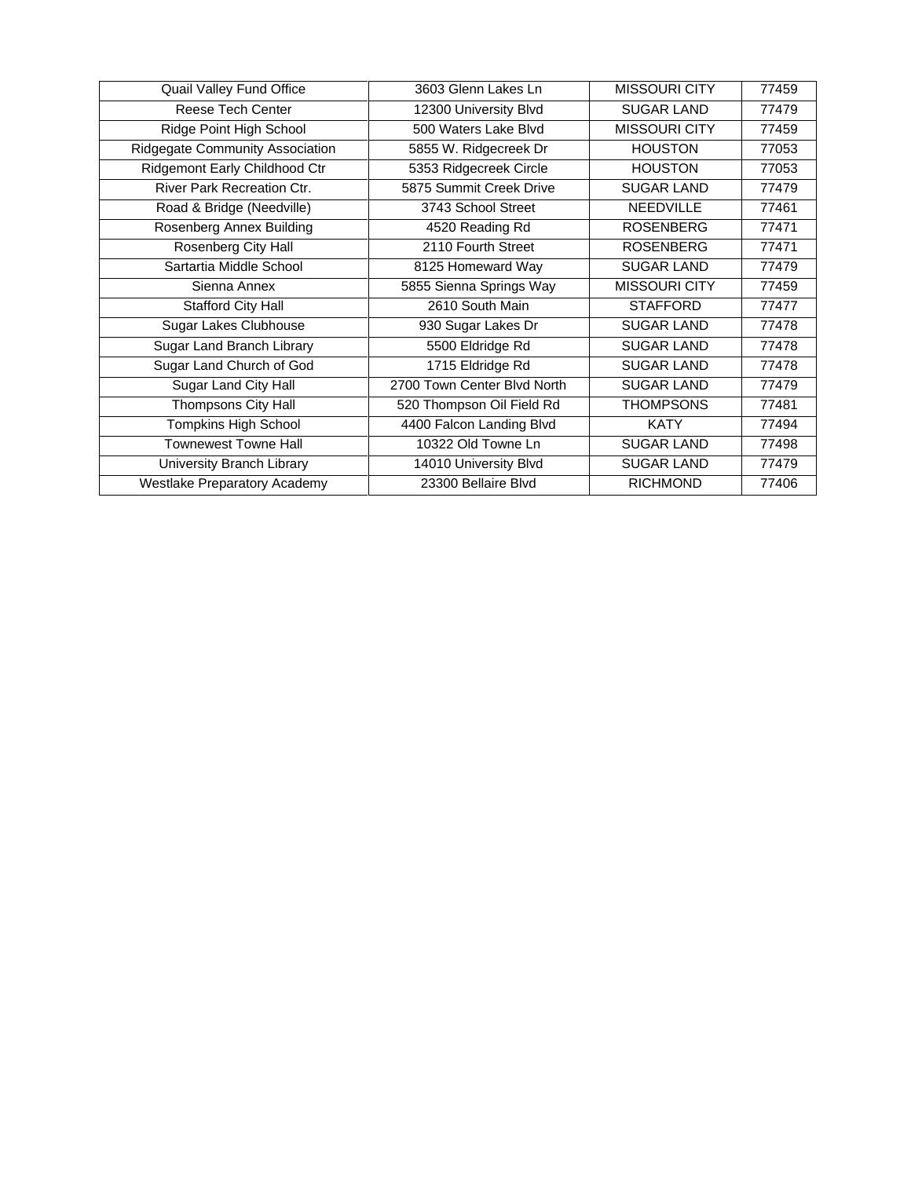| | | | |
|---|---|---|---|
| Quail Valley Fund Office | 3603 Glenn Lakes Ln | MISSOURI CITY | 77459 |
| Reese Tech Center | 12300 University Blvd | SUGAR LAND | 77479 |
| Ridge Point High School | 500 Waters Lake Blvd | MISSOURI CITY | 77459 |
| Ridgegate Community Association | 5855 W. Ridgecreek Dr | HOUSTON | 77053 |
| Ridgemont Early Childhood Ctr | 5353 Ridgecreek Circle | HOUSTON | 77053 |
| River Park Recreation Ctr. | 5875 Summit Creek Drive | SUGAR LAND | 77479 |
| Road & Bridge (Needville) | 3743 School Street | NEEDVILLE | 77461 |
| Rosenberg Annex Building | 4520 Reading Rd | ROSENBERG | 77471 |
| Rosenberg City Hall | 2110 Fourth Street | ROSENBERG | 77471 |
| Sartartia Middle School | 8125 Homeward Way | SUGAR LAND | 77479 |
| Sienna Annex | 5855 Sienna Springs Way | MISSOURI CITY | 77459 |
| Stafford City Hall | 2610 South Main | STAFFORD | 77477 |
| Sugar Lakes Clubhouse | 930 Sugar Lakes Dr | SUGAR LAND | 77478 |
| Sugar Land Branch Library | 5500 Eldridge Rd | SUGAR LAND | 77478 |
| Sugar Land Church of God | 1715 Eldridge Rd | SUGAR LAND | 77478 |
| Sugar Land City Hall | 2700 Town Center Blvd North | SUGAR LAND | 77479 |
| Thompsons City Hall | 520 Thompson Oil Field Rd | THOMPSONS | 77481 |
| Tompkins High School | 4400 Falcon Landing Blvd | KATY | 77494 |
| Townewest Towne Hall | 10322 Old Towne Ln | SUGAR LAND | 77498 |
| University Branch Library | 14010 University Blvd | SUGAR LAND | 77479 |
| Westlake Preparatory Academy | 23300 Bellaire Blvd | RICHMOND | 77406 |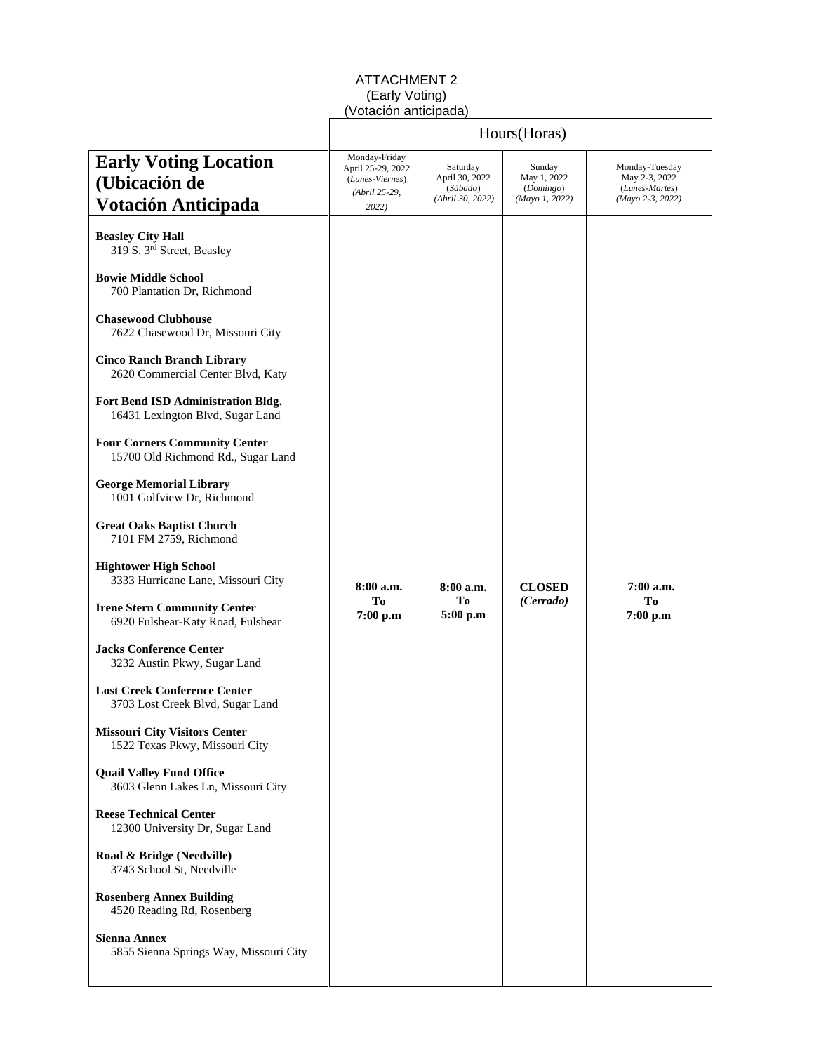ATTACHMENT 2
(Early Voting)
(Votación anticipada)

| **Early Voting Location (Ubicación de Votación Anticipada** | Hours(Horas) | | | |
|---|---|---|---|---|
| | Monday-Friday April 25-29, 2022 (*Lunes-Viernes*) (*Abril 25-29, 2022*) | Saturday April 30, 2022 (*Sábado*) (*Abril 30, 2022*) | Sunday May 1, 2022 (*Domingo*) (*Mayo 1, 2022*) | Monday-Tuesday May 2-3, 2022 (*Lunes-Martes*) (*Mayo 2-3, 2022*) |
| **Beasley City Hall** 319 S. 3rd Street, Beasley<br>**Bowie Middle School** 700 Plantation Dr, Richmond<br>**Chasewood Clubhouse** 7622 Chasewood Dr, Missouri City<br>**Cinco Ranch Branch Library** 2620 Commercial Center Blvd, Katy<br>**Fort Bend ISD Administration Bldg.** 16431 Lexington Blvd, Sugar Land<br>**Four Corners Community Center** 15700 Old Richmond Rd., Sugar Land<br>**George Memorial Library** 1001 Golfview Dr, Richmond<br>**Great Oaks Baptist Church** 7101 FM 2759, Richmond<br>**Hightower High School** 3333 Hurricane Lane, Missouri City<br>**Irene Stern Community Center** 6920 Fulshear-Katy Road, Fulshear<br>**Jacks Conference Center** 3232 Austin Pkwy, Sugar Land<br>**Lost Creek Conference Center** 3703 Lost Creek Blvd, Sugar Land<br>**Missouri City Visitors Center** 1522 Texas Pkwy, Missouri City<br>**Quail Valley Fund Office** 3603 Glenn Lakes Ln, Missouri City<br>**Reese Technical Center** 12300 University Dr, Sugar Land<br>**Road & Bridge (Needville)** 3743 School St, Needville<br>**Rosenberg Annex Building** 4520 Reading Rd, Rosenberg<br>**Sienna Annex** 5855 Sienna Springs Way, Missouri City | **8:00 a.m. To 7:00 p.m** | **8:00 a.m. To 5:00 p.m** | **CLOSED** ***(Cerrado)*** | **7:00 a.m. To 7:00 p.m** |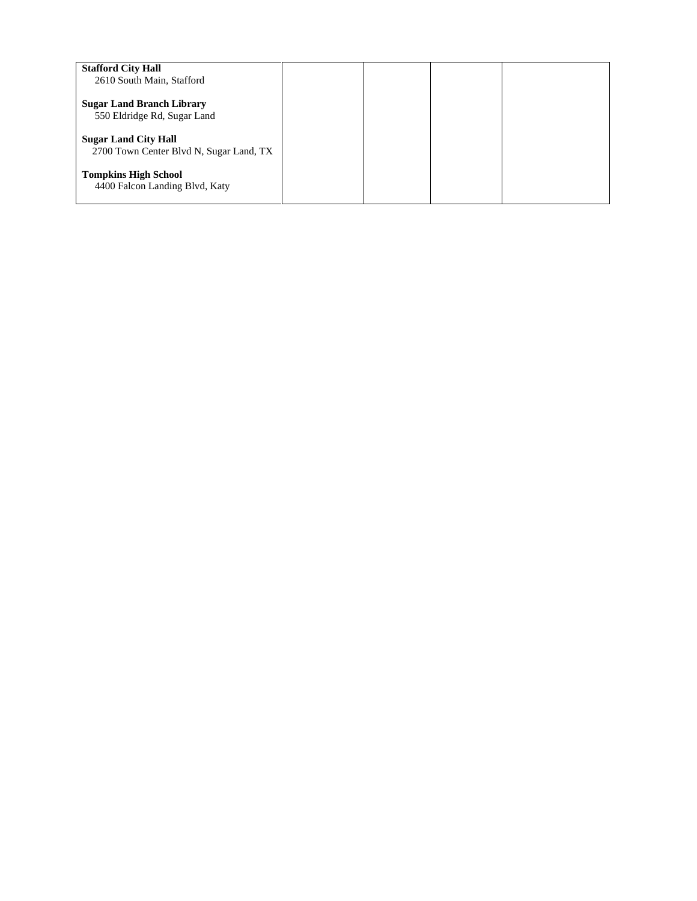| | | | | |
|---|---|---|---|---|
| **Stafford City Hall**<br>2610 South Main, Stafford<br><br>**Sugar Land Branch Library**<br>550 Eldridge Rd, Sugar Land<br><br>**Sugar Land City Hall**<br>2700 Town Center Blvd N, Sugar Land, TX<br><br>**Tompkins High School**<br>4400 Falcon Landing Blvd, Katy | | | | |